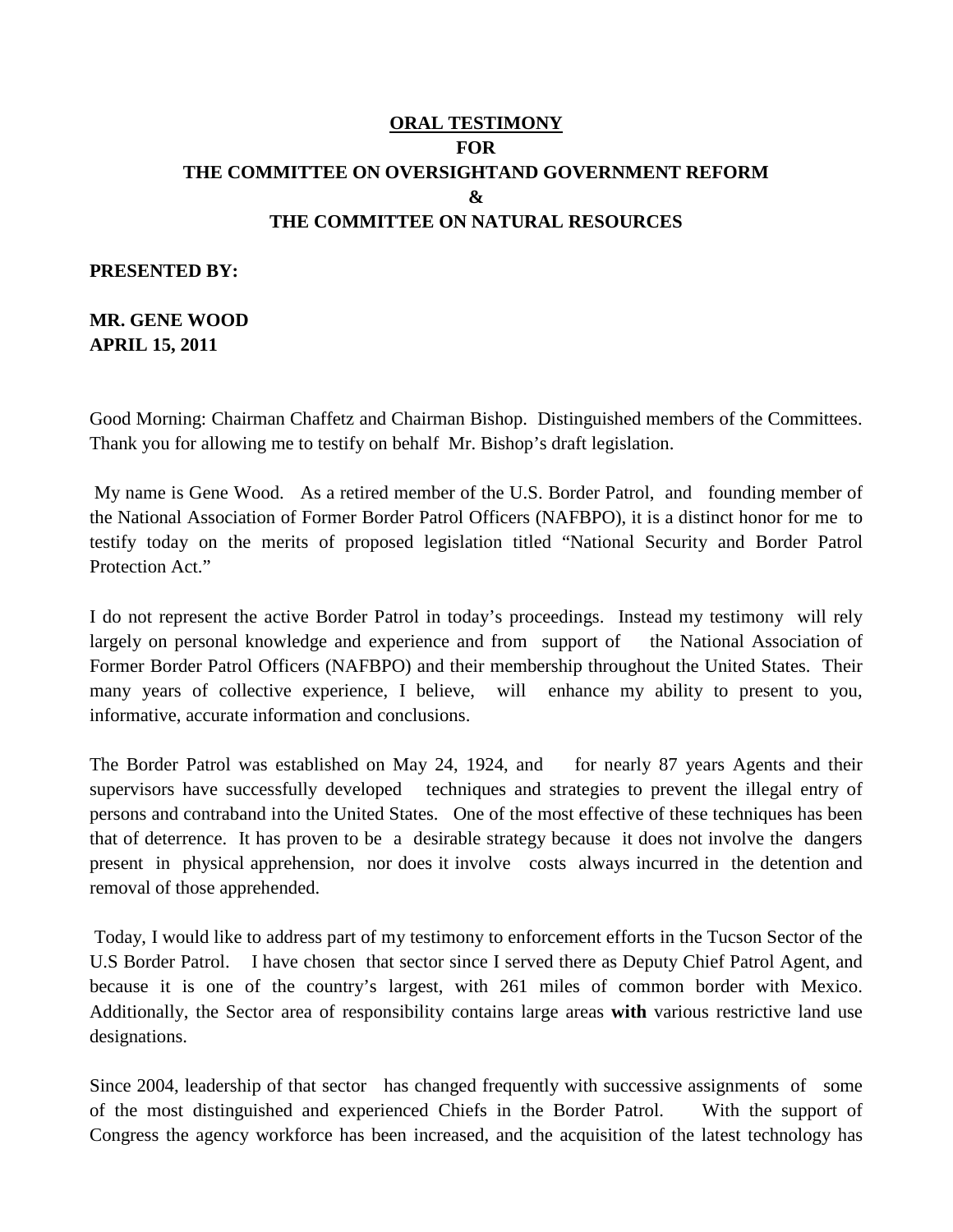**<u>ORAL TESTIMONY</u>**

**FOR**

**THE COMMITTEE ON OVERSIGHTAND GOVERNMENT REFORM**

**&**

**THE COMMITTEE ON NATURAL RESOURCES**

**PRESENTED BY:**

**MR. GENE WOOD**
**APRIL 15, 2011**

Good Morning: Chairman Chaffetz and Chairman Bishop. Distinguished members of the Committees. Thank you for allowing me to testify on behalf Mr. Bishop's draft legislation.

My name is Gene Wood. As a retired member of the U.S. Border Patrol, and founding member of the National Association of Former Border Patrol Officers (NAFBPO), it is a distinct honor for me to testify today on the merits of proposed legislation titled "National Security and Border Patrol Protection Act."

I do not represent the active Border Patrol in today's proceedings. Instead my testimony will rely largely on personal knowledge and experience and from support of the National Association of Former Border Patrol Officers (NAFBPO) and their membership throughout the United States. Their many years of collective experience, I believe, will enhance my ability to present to you, informative, accurate information and conclusions.

The Border Patrol was established on May 24, 1924, and for nearly 87 years Agents and their supervisors have successfully developed techniques and strategies to prevent the illegal entry of persons and contraband into the United States. One of the most effective of these techniques has been that of deterrence. It has proven to be a desirable strategy because it does not involve the dangers present in physical apprehension, nor does it involve costs always incurred in the detention and removal of those apprehended.

Today, I would like to address part of my testimony to enforcement efforts in the Tucson Sector of the U.S Border Patrol. I have chosen that sector since I served there as Deputy Chief Patrol Agent, and because it is one of the country's largest, with 261 miles of common border with Mexico. Additionally, the Sector area of responsibility contains large areas **with** various restrictive land use designations.

Since 2004, leadership of that sector has changed frequently with successive assignments of some of the most distinguished and experienced Chiefs in the Border Patrol. With the support of Congress the agency workforce has been increased, and the acquisition of the latest technology has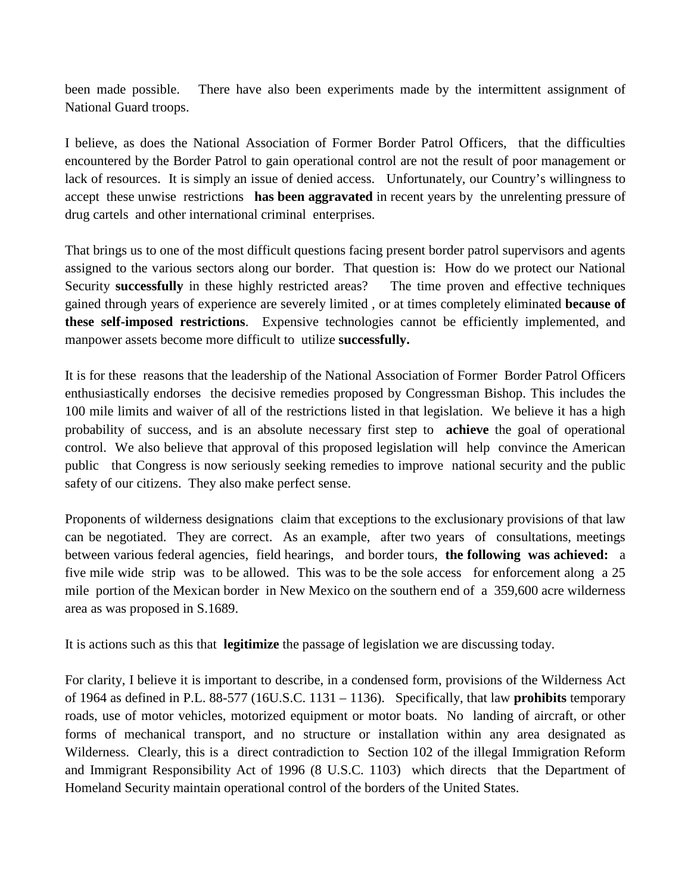been made possible. There have also been experiments made by the intermittent assignment of National Guard troops.

I believe, as does the National Association of Former Border Patrol Officers, that the difficulties encountered by the Border Patrol to gain operational control are not the result of poor management or lack of resources. It is simply an issue of denied access. Unfortunately, our Country's willingness to accept these unwise restrictions **has been aggravated** in recent years by the unrelenting pressure of drug cartels and other international criminal enterprises.

That brings us to one of the most difficult questions facing present border patrol supervisors and agents assigned to the various sectors along our border. That question is: How do we protect our National Security **successfully** in these highly restricted areas? The time proven and effective techniques gained through years of experience are severely limited , or at times completely eliminated **because of these self-imposed restrictions**. Expensive technologies cannot be efficiently implemented, and manpower assets become more difficult to utilize **successfully.**

It is for these reasons that the leadership of the National Association of Former Border Patrol Officers enthusiastically endorses the decisive remedies proposed by Congressman Bishop. This includes the 100 mile limits and waiver of all of the restrictions listed in that legislation. We believe it has a high probability of success, and is an absolute necessary first step to **achieve** the goal of operational control. We also believe that approval of this proposed legislation will help convince the American public that Congress is now seriously seeking remedies to improve national security and the public safety of our citizens. They also make perfect sense.

Proponents of wilderness designations claim that exceptions to the exclusionary provisions of that law can be negotiated. They are correct. As an example, after two years of consultations, meetings between various federal agencies, field hearings, and border tours, **the following was achieved:** a five mile wide strip was to be allowed. This was to be the sole access for enforcement along a 25 mile portion of the Mexican border in New Mexico on the southern end of a 359,600 acre wilderness area as was proposed in S.1689.

It is actions such as this that **legitimize** the passage of legislation we are discussing today.

For clarity, I believe it is important to describe, in a condensed form, provisions of the Wilderness Act of 1964 as defined in P.L. 88-577 (16U.S.C. 1131 – 1136). Specifically, that law **prohibits** temporary roads, use of motor vehicles, motorized equipment or motor boats. No landing of aircraft, or other forms of mechanical transport, and no structure or installation within any area designated as Wilderness. Clearly, this is a direct contradiction to Section 102 of the illegal Immigration Reform and Immigrant Responsibility Act of 1996 (8 U.S.C. 1103) which directs that the Department of Homeland Security maintain operational control of the borders of the United States.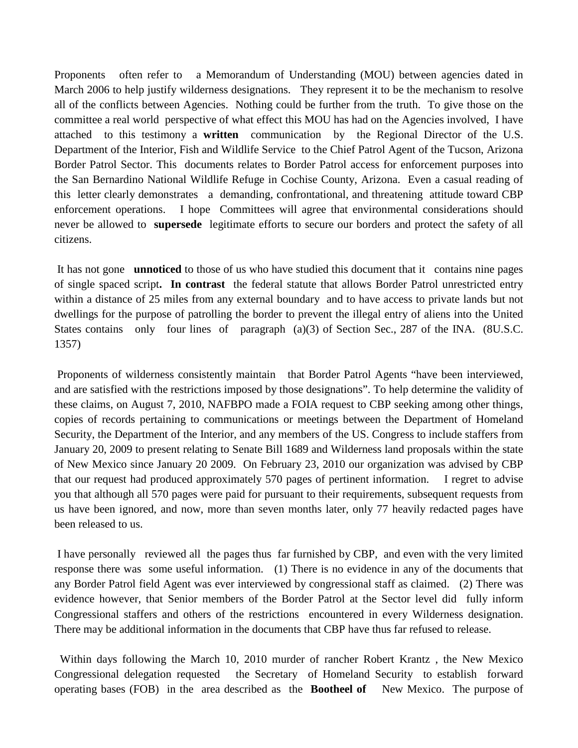Proponents often refer to a Memorandum of Understanding (MOU) between agencies dated in March 2006 to help justify wilderness designations. They represent it to be the mechanism to resolve all of the conflicts between Agencies. Nothing could be further from the truth. To give those on the committee a real world perspective of what effect this MOU has had on the Agencies involved, I have attached to this testimony a **written** communication by the Regional Director of the U.S. Department of the Interior, Fish and Wildlife Service to the Chief Patrol Agent of the Tucson, Arizona Border Patrol Sector. This documents relates to Border Patrol access for enforcement purposes into the San Bernardino National Wildlife Refuge in Cochise County, Arizona. Even a casual reading of this letter clearly demonstrates a demanding, confrontational, and threatening attitude toward CBP enforcement operations. I hope Committees will agree that environmental considerations should never be allowed to **supersede** legitimate efforts to secure our borders and protect the safety of all citizens.

It has not gone **unnoticed** to those of us who have studied this document that it contains nine pages of single spaced script**. In contrast** the federal statute that allows Border Patrol unrestricted entry within a distance of 25 miles from any external boundary and to have access to private lands but not dwellings for the purpose of patrolling the border to prevent the illegal entry of aliens into the United States contains only four lines of paragraph (a)(3) of Section Sec., 287 of the INA. (8U.S.C. 1357)

Proponents of wilderness consistently maintain that Border Patrol Agents "have been interviewed, and are satisfied with the restrictions imposed by those designations". To help determine the validity of these claims, on August 7, 2010, NAFBPO made a FOIA request to CBP seeking among other things, copies of records pertaining to communications or meetings between the Department of Homeland Security, the Department of the Interior, and any members of the US. Congress to include staffers from January 20, 2009 to present relating to Senate Bill 1689 and Wilderness land proposals within the state of New Mexico since January 20 2009. On February 23, 2010 our organization was advised by CBP that our request had produced approximately 570 pages of pertinent information. I regret to advise you that although all 570 pages were paid for pursuant to their requirements, subsequent requests from us have been ignored, and now, more than seven months later, only 77 heavily redacted pages have been released to us.

I have personally reviewed all the pages thus far furnished by CBP, and even with the very limited response there was some useful information. (1) There is no evidence in any of the documents that any Border Patrol field Agent was ever interviewed by congressional staff as claimed. (2) There was evidence however, that Senior members of the Border Patrol at the Sector level did fully inform Congressional staffers and others of the restrictions encountered in every Wilderness designation. There may be additional information in the documents that CBP have thus far refused to release.

Within days following the March 10, 2010 murder of rancher Robert Krantz , the New Mexico Congressional delegation requested the Secretary of Homeland Security to establish forward operating bases (FOB) in the area described as the **Bootheel of** New Mexico. The purpose of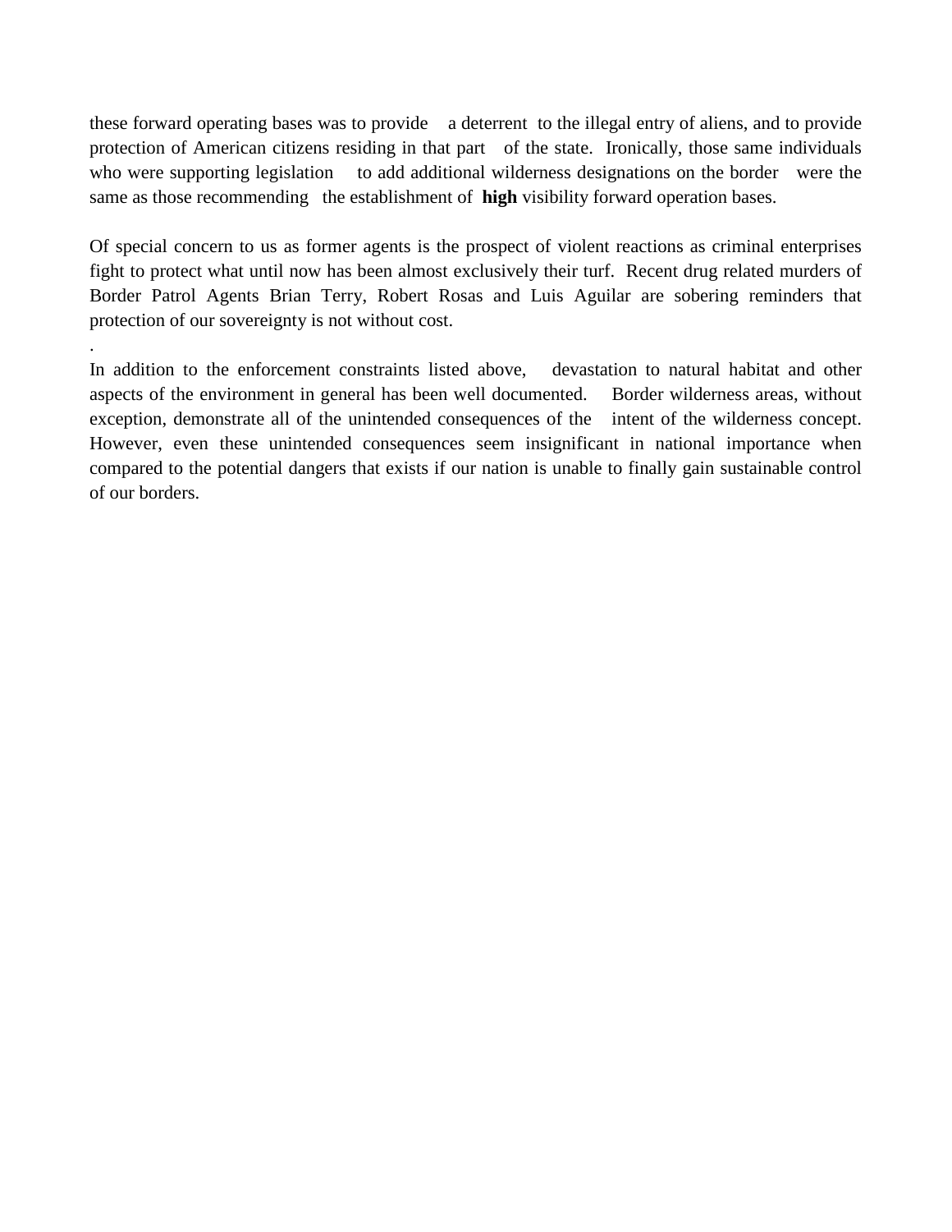these forward operating bases was to provide a deterrent to the illegal entry of aliens, and to provide protection of American citizens residing in that part of the state. Ironically, those same individuals who were supporting legislation to add additional wilderness designations on the border were the same as those recommending the establishment of **high** visibility forward operation bases.

Of special concern to us as former agents is the prospect of violent reactions as criminal enterprises fight to protect what until now has been almost exclusively their turf. Recent drug related murders of Border Patrol Agents Brian Terry, Robert Rosas and Luis Aguilar are sobering reminders that protection of our sovereignty is not without cost.

.

In addition to the enforcement constraints listed above, devastation to natural habitat and other aspects of the environment in general has been well documented. Border wilderness areas, without exception, demonstrate all of the unintended consequences of the intent of the wilderness concept. However, even these unintended consequences seem insignificant in national importance when compared to the potential dangers that exists if our nation is unable to finally gain sustainable control of our borders.